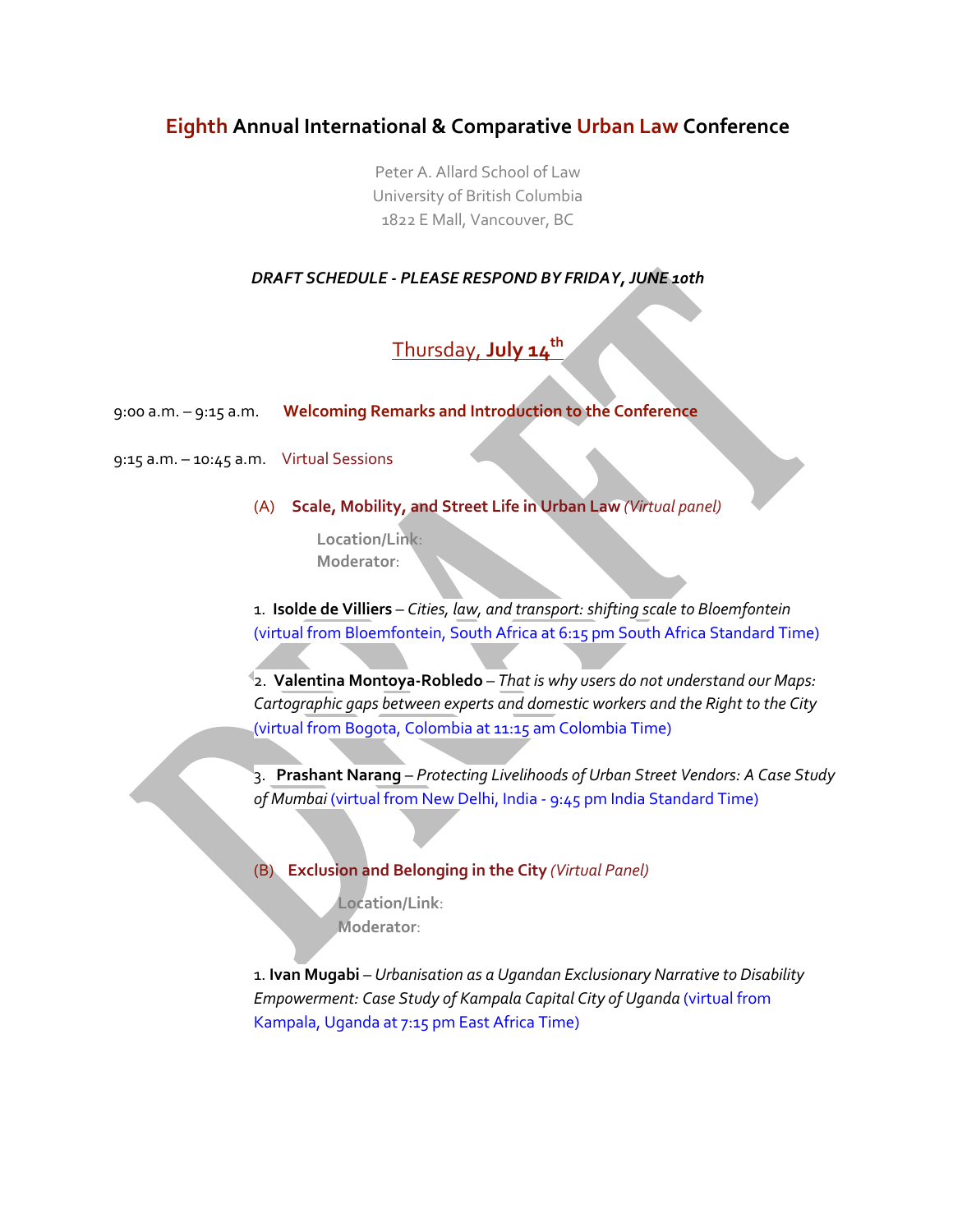# Eighth Annual International & Comparative Urban Law Conference

Peter A. Allard School of Law
University of British Columbia
1822 E Mall, Vancouver, BC

***DRAFT SCHEDULE - PLEASE RESPOND BY FRIDAY, JUNE 10th***

## Thursday, **July 14th**

9:00 a.m. – 9:15 a.m. **Welcoming Remarks and Introduction to the Conference**

9:15 a.m. – 10:45 a.m. Virtual Sessions

(A) **Scale, Mobility, and Street Life in Urban Law** *(Virtual panel)*

**Location/Link**:
**Moderator**:

1. **Isolde de Villiers** – *Cities, law, and transport: shifting scale to Bloemfontein* (virtual from Bloemfontein, South Africa at 6:15 pm South Africa Standard Time)

2. **Valentina Montoya-Robledo** – *That is why users do not understand our Maps: Cartographic gaps between experts and domestic workers and the Right to the City* (virtual from Bogota, Colombia at 11:15 am Colombia Time)

3. **Prashant Narang** – *Protecting Livelihoods of Urban Street Vendors: A Case Study of Mumbai* (virtual from New Delhi, India - 9:45 pm India Standard Time)

(B) **Exclusion and Belonging in the City** *(Virtual Panel)*

**Location/Link**:
**Moderator**:

1. **Ivan Mugabi** – *Urbanisation as a Ugandan Exclusionary Narrative to Disability Empowerment: Case Study of Kampala Capital City of Uganda* (virtual from Kampala, Uganda at 7:15 pm East Africa Time)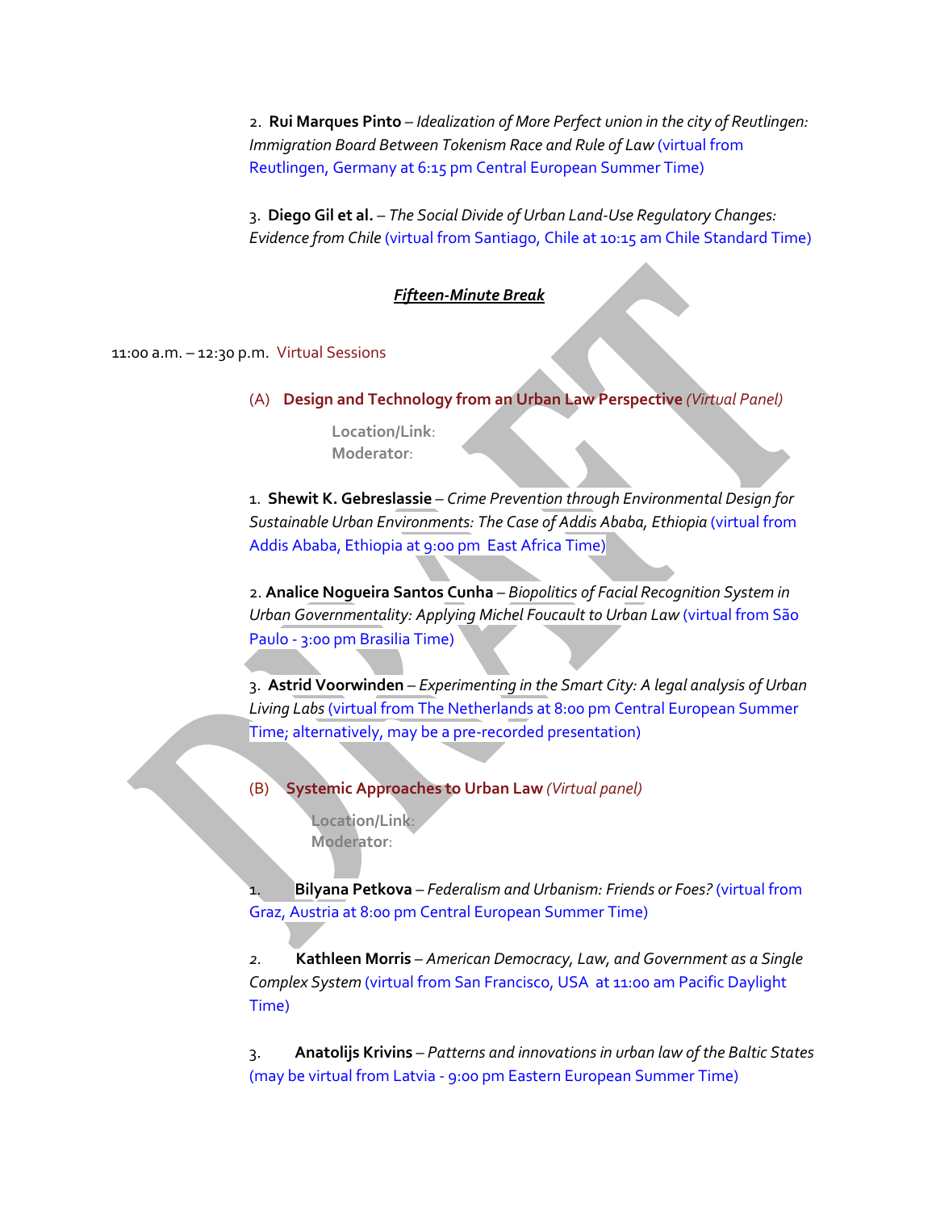2. **Rui Marques Pinto** – *Idealization of More Perfect union in the city of Reutlingen: Immigration Board Between Tokenism Race and Rule of Law* (virtual from Reutlingen, Germany at 6:15 pm Central European Summer Time)

3. **Diego Gil et al.** – *The Social Divide of Urban Land-Use Regulatory Changes: Evidence from Chile* (virtual from Santiago, Chile at 10:15 am Chile Standard Time)

***Fifteen-Minute Break***

11:00 a.m. – 12:30 p.m. Virtual Sessions

(A) **Design and Technology from an Urban Law Perspective** *(Virtual Panel)*

**Location/Link**:
**Moderator**:

1. **Shewit K. Gebreslassie** – *Crime Prevention through Environmental Design for Sustainable Urban Environments: The Case of Addis Ababa, Ethiopia* (virtual from Addis Ababa, Ethiopia at 9:00 pm East Africa Time)

2. **Analice Nogueira Santos Cunha** – *Biopolitics of Facial Recognition System in Urban Governmentality: Applying Michel Foucault to Urban Law* (virtual from São Paulo - 3:00 pm Brasilia Time)

3. **Astrid Voorwinden** – *Experimenting in the Smart City: A legal analysis of Urban Living Labs* (virtual from The Netherlands at 8:00 pm Central European Summer Time; alternatively, may be a pre-recorded presentation)

(B) **Systemic Approaches to Urban Law** *(Virtual panel)*

**Location/Link**:
**Moderator**:

1. **Bilyana Petkova** – *Federalism and Urbanism: Friends or Foes?* (virtual from Graz, Austria at 8:00 pm Central European Summer Time)

2. **Kathleen Morris** – *American Democracy, Law, and Government as a Single Complex System* (virtual from San Francisco, USA at 11:00 am Pacific Daylight Time)

3. **Anatolijs Krivins** – *Patterns and innovations in urban law of the Baltic States* (may be virtual from Latvia - 9:00 pm Eastern European Summer Time)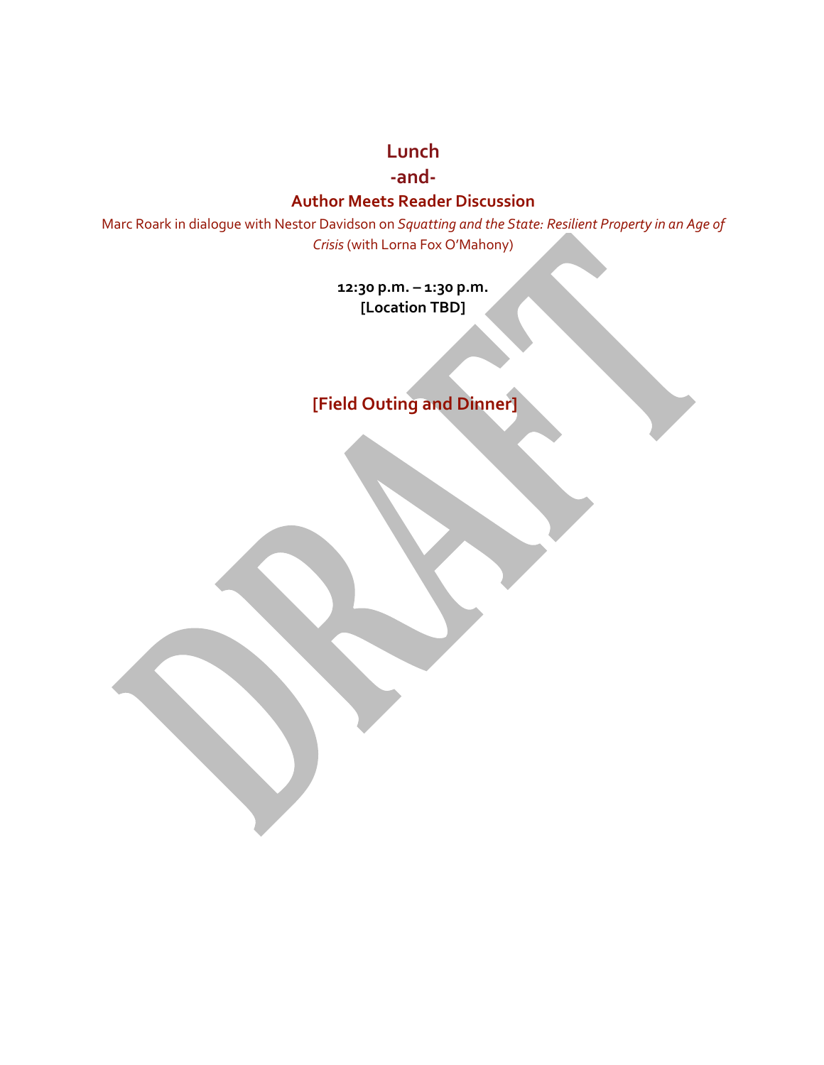## Lunch
## -and-
## Author Meets Reader Discussion

Marc Roark in dialogue with Nestor Davidson on *Squatting and the State: Resilient Property in an Age of Crisis* (with Lorna Fox O'Mahony)

**12:30 p.m. – 1:30 p.m.**
**[Location TBD]**

## [Field Outing and Dinner]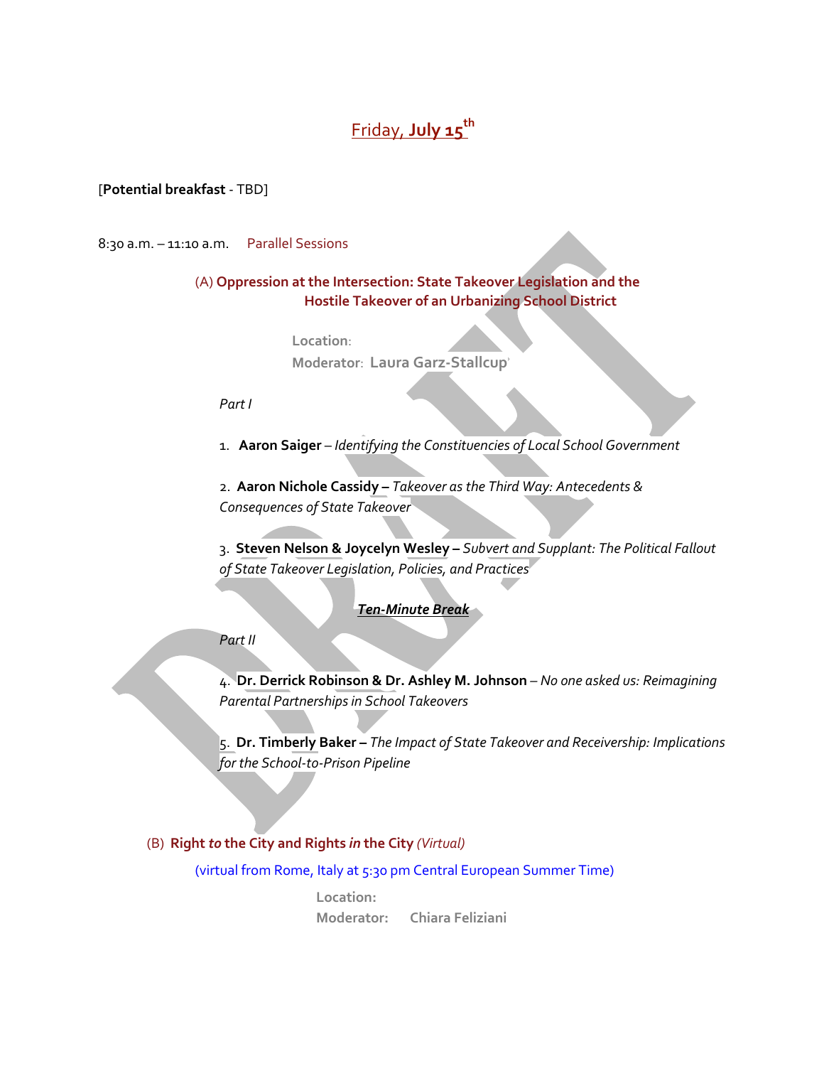# Friday, **July 15**th

[**Potential breakfast** - TBD]

8:30 a.m. – 11:10 a.m.  Parallel Sessions

### (A) Oppression at the Intersection: State Takeover Legislation and the Hostile Takeover of an Urbanizing School District

**Location:**
**Moderator:** **Laura Garz-Stallcup**

*Part I*

1. **Aaron Saiger** – *Identifying the Constituencies of Local School Government*

2. **Aaron Nichole Cassidy –** *Takeover as the Third Way: Antecedents & Consequences of State Takeover*

3. **Steven Nelson & Joycelyn Wesley –** *Subvert and Supplant: The Political Fallout of State Takeover Legislation, Policies, and Practices*

***Ten-Minute Break***

*Part II*

4. **Dr. Derrick Robinson & Dr. Ashley M. Johnson** – *No one asked us: Reimagining Parental Partnerships in School Takeovers*

5. **Dr. Timberly Baker –** *The Impact of State Takeover and Receivership: Implications for the School-to-Prison Pipeline*

### (B) Right *to* the City and Rights *in* the City *(Virtual)*

(virtual from Rome, Italy at 5:30 pm Central European Summer Time)

**Location:**
**Moderator:** Chiara Feliziani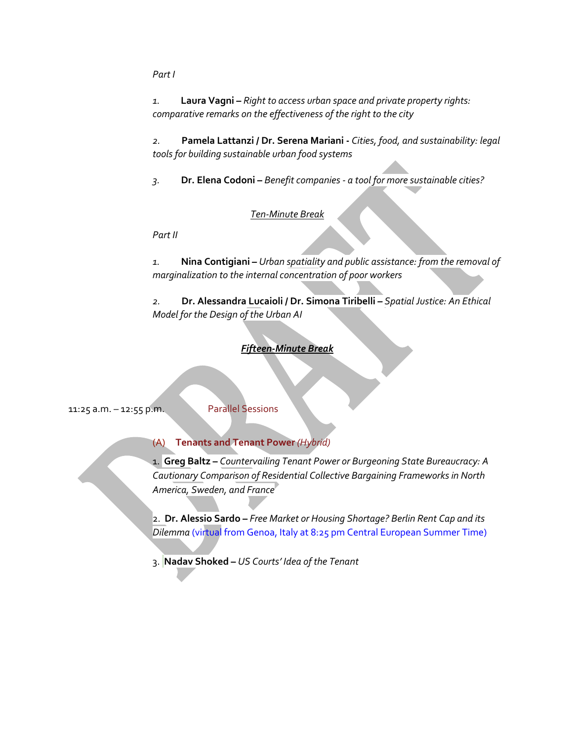*Part I*

1. **Laura Vagni –** *Right to access urban space and private property rights: comparative remarks on the effectiveness of the right to the city*

2. **Pamela Lattanzi / Dr. Serena Mariani -** *Cities, food, and sustainability: legal tools for building sustainable urban food systems*

3. **Dr. Elena Codoni –** *Benefit companies - a tool for more sustainable cities?*

*Ten-Minute Break*

*Part II*

1. **Nina Contigiani –** *Urban spatiality and public assistance: from the removal of marginalization to the internal concentration of poor workers*

2. **Dr. Alessandra Lucaioli / Dr. Simona Tiribelli –** *Spatial Justice: An Ethical Model for the Design of the Urban AI*

***Fifteen-Minute Break***

11:25 a.m. – 12:55 p.m. Parallel Sessions

(A) **Tenants and Tenant Power** *(Hybrid)*

1. **Greg Baltz –** *Countervailing Tenant Power or Burgeoning State Bureaucracy: A Cautionary Comparison of Residential Collective Bargaining Frameworks in North America, Sweden, and France*

2. **Dr. Alessio Sardo –** *Free Market or Housing Shortage? Berlin Rent Cap and its Dilemma* (virtual from Genoa, Italy at 8:25 pm Central European Summer Time)

3. **Nadav Shoked –** *US Courts' Idea of the Tenant*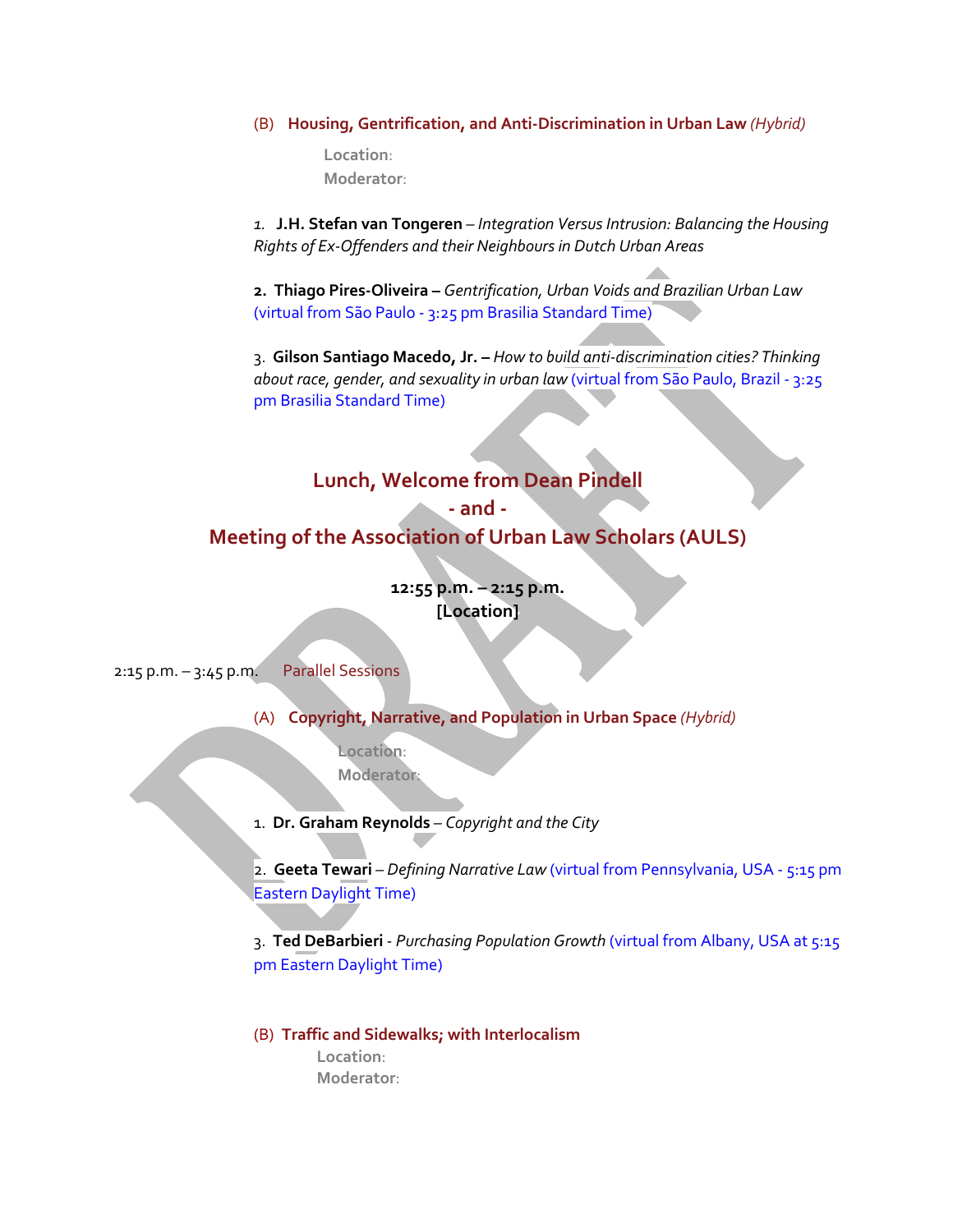(B) **Housing, Gentrification, and Anti-Discrimination in Urban Law** *(Hybrid)*

**Location**:
**Moderator**:

1. **J.H. Stefan van Tongeren** – *Integration Versus Intrusion: Balancing the Housing Rights of Ex-Offenders and their Neighbours in Dutch Urban Areas*

2. **Thiago Pires-Oliveira –** *Gentrification, Urban Voids and Brazilian Urban Law* (virtual from São Paulo - 3:25 pm Brasilia Standard Time)

3. **Gilson Santiago Macedo, Jr. –** *How to build anti-discrimination cities? Thinking about race, gender, and sexuality in urban law* (virtual from São Paulo, Brazil - 3:25 pm Brasilia Standard Time)

## Lunch, Welcome from Dean Pindell - and - Meeting of the Association of Urban Law Scholars (AULS)

**12:55 p.m. – 2:15 p.m.**
**[Location]**

2:15 p.m. – 3:45 p.m. Parallel Sessions

(A) **Copyright, Narrative, and Population in Urban Space** *(Hybrid)*

**Location**:
**Moderator**:

1. **Dr. Graham Reynolds** – *Copyright and the City*

2. **Geeta Tewari** – *Defining Narrative Law* (virtual from Pennsylvania, USA - 5:15 pm Eastern Daylight Time)

3. **Ted DeBarbieri** - *Purchasing Population Growth* (virtual from Albany, USA at 5:15 pm Eastern Daylight Time)

(B) **Traffic and Sidewalks; with Interlocalism**

**Location**:
**Moderator**: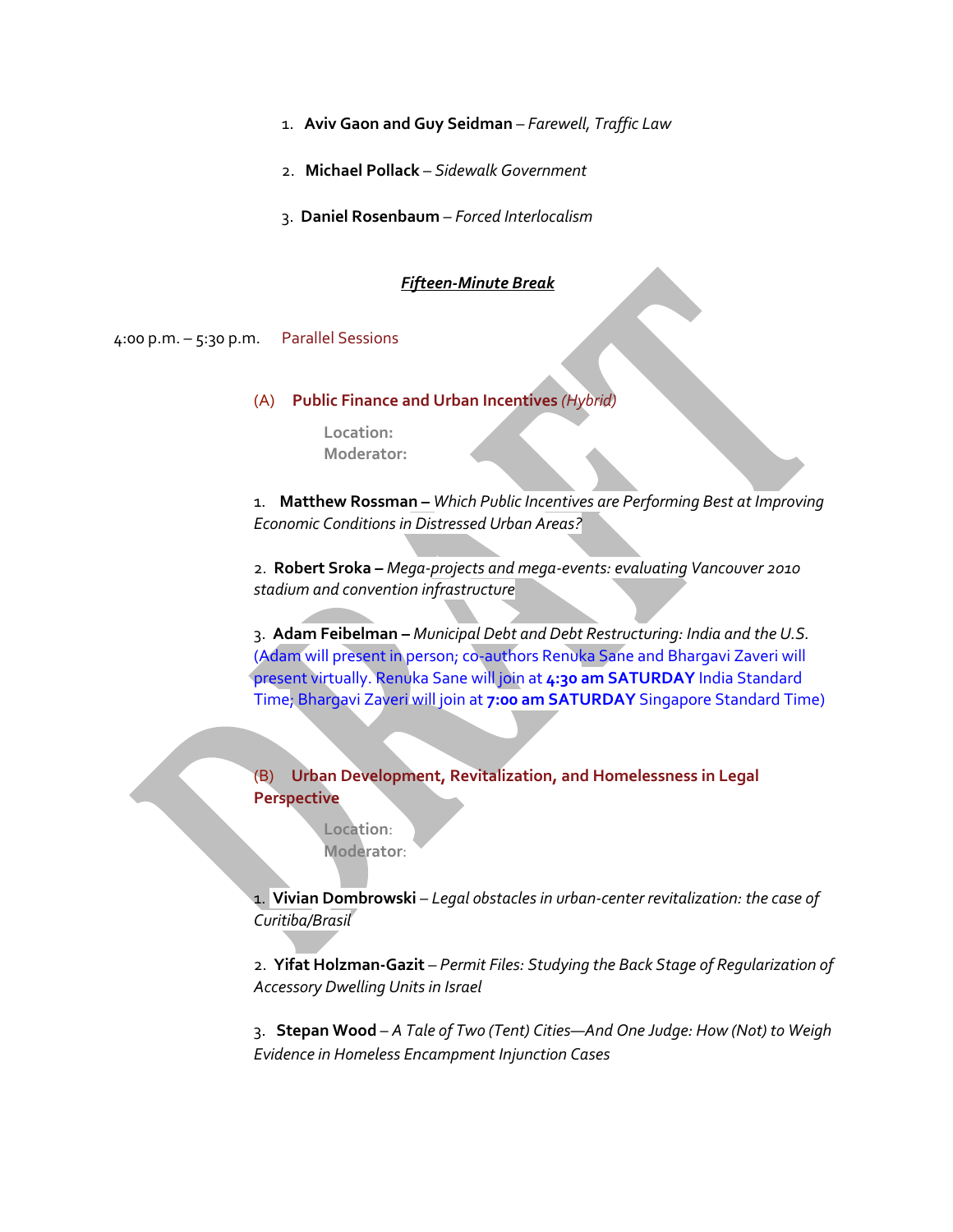1. **Aviv Gaon and Guy Seidman** – *Farewell, Traffic Law*

2. **Michael Pollack** – *Sidewalk Government*

3. **Daniel Rosenbaum** – *Forced Interlocalism*

***Fifteen-Minute Break***

4:00 p.m. – 5:30 p.m. Parallel Sessions

(A) **Public Finance and Urban Incentives** *(Hybrid)*

**Location:**
**Moderator:**

1. **Matthew Rossman –** *Which Public Incentives are Performing Best at Improving Economic Conditions in Distressed Urban Areas?*

2. **Robert Sroka –** *Mega-projects and mega-events: evaluating Vancouver 2010 stadium and convention infrastructure*

3. **Adam Feibelman –** *Municipal Debt and Debt Restructuring: India and the U.S.* (Adam will present in person; co-authors Renuka Sane and Bhargavi Zaveri will present virtually. Renuka Sane will join at **4:30 am SATURDAY** India Standard Time; Bhargavi Zaveri will join at **7:00 am SATURDAY** Singapore Standard Time)

(B) **Urban Development, Revitalization, and Homelessness in Legal Perspective**

**Location**:
**Moderator**:

1. **Vivian Dombrowski** – *Legal obstacles in urban-center revitalization: the case of Curitiba/Brasil*

2. **Yifat Holzman-Gazit** – *Permit Files: Studying the Back Stage of Regularization of Accessory Dwelling Units in Israel*

3. **Stepan Wood** – *A Tale of Two (Tent) Cities—And One Judge: How (Not) to Weigh Evidence in Homeless Encampment Injunction Cases*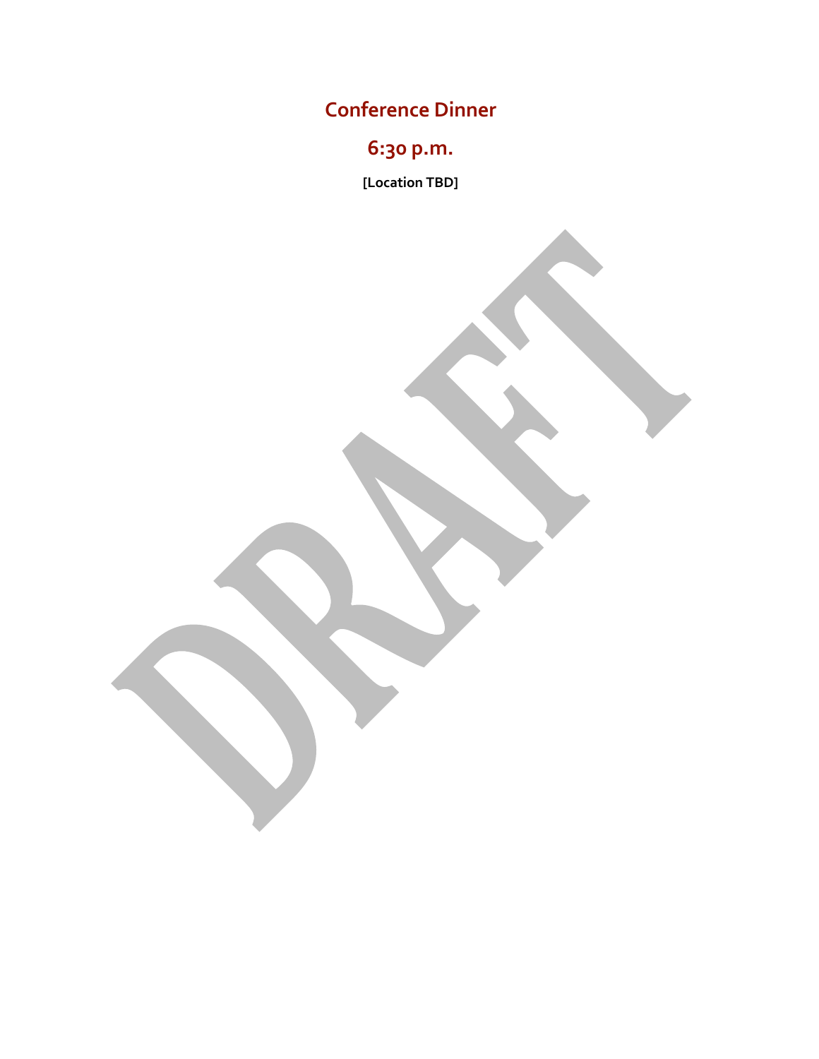## Conference Dinner

## 6:30 p.m.

**[Location TBD]**

DRAFT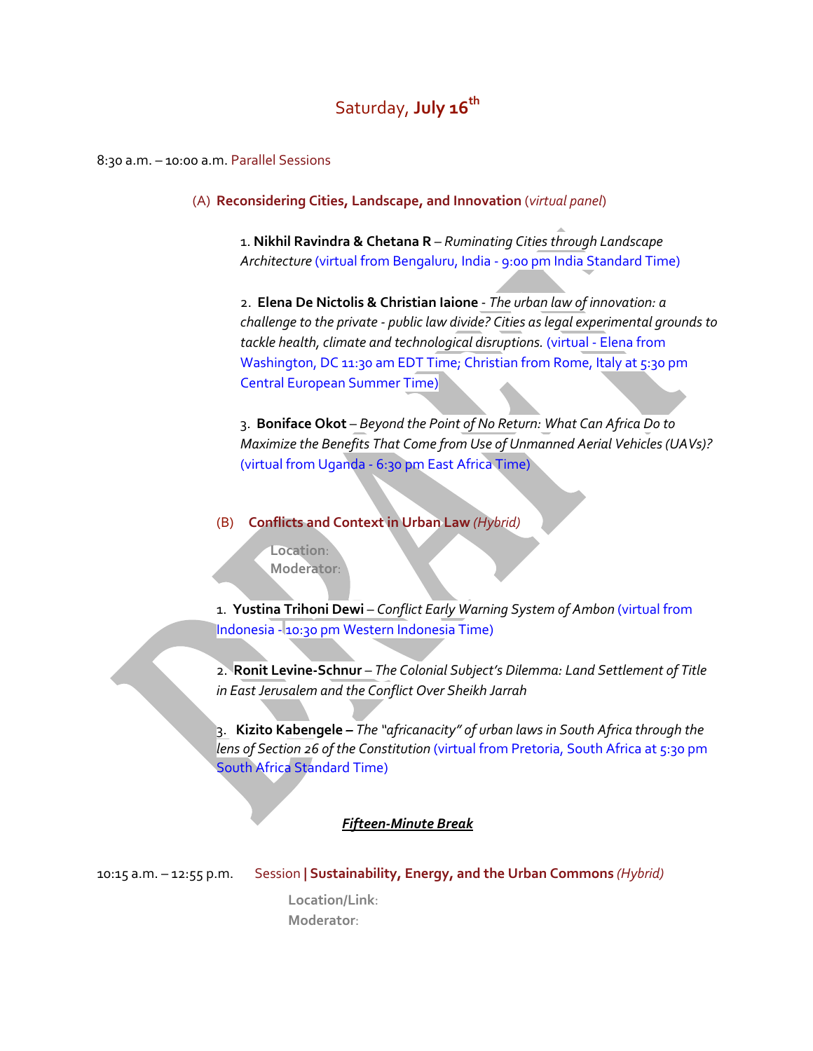# Saturday, **July 16th**

8:30 a.m. – 10:00 a.m. Parallel Sessions

(A) **Reconsidering Cities, Landscape, and Innovation** (*virtual panel*)

1. **Nikhil Ravindra & Chetana R** – *Ruminating Cities through Landscape Architecture* (virtual from Bengaluru, India - 9:00 pm India Standard Time)

2. **Elena De Nictolis & Christian Iaione** - *The urban law of innovation: a challenge to the private - public law divide? Cities as legal experimental grounds to tackle health, climate and technological disruptions.* (virtual - Elena from Washington, DC 11:30 am EDT Time; Christian from Rome, Italy at 5:30 pm Central European Summer Time)

3. **Boniface Okot** – *Beyond the Point of No Return: What Can Africa Do to Maximize the Benefits That Come from Use of Unmanned Aerial Vehicles (UAVs)?* (virtual from Uganda - 6:30 pm East Africa Time)

(B) **Conflicts and Context in Urban Law** *(Hybrid)*

**Location**:
**Moderator**:

1. **Yustina Trihoni Dewi** – *Conflict Early Warning System of Ambon* (virtual from Indonesia - 10:30 pm Western Indonesia Time)

2. **Ronit Levine-Schnur** – *The Colonial Subject's Dilemma: Land Settlement of Title in East Jerusalem and the Conflict Over Sheikh Jarrah*

3. **Kizito Kabengele –** *The "africanacity" of urban laws in South Africa through the lens of Section 26 of the Constitution* (virtual from Pretoria, South Africa at 5:30 pm South Africa Standard Time)

***Fifteen-Minute Break***

10:15 a.m. – 12:55 p.m. Session | **Sustainability, Energy, and the Urban Commons** *(Hybrid)*

**Location/Link**:
**Moderator**: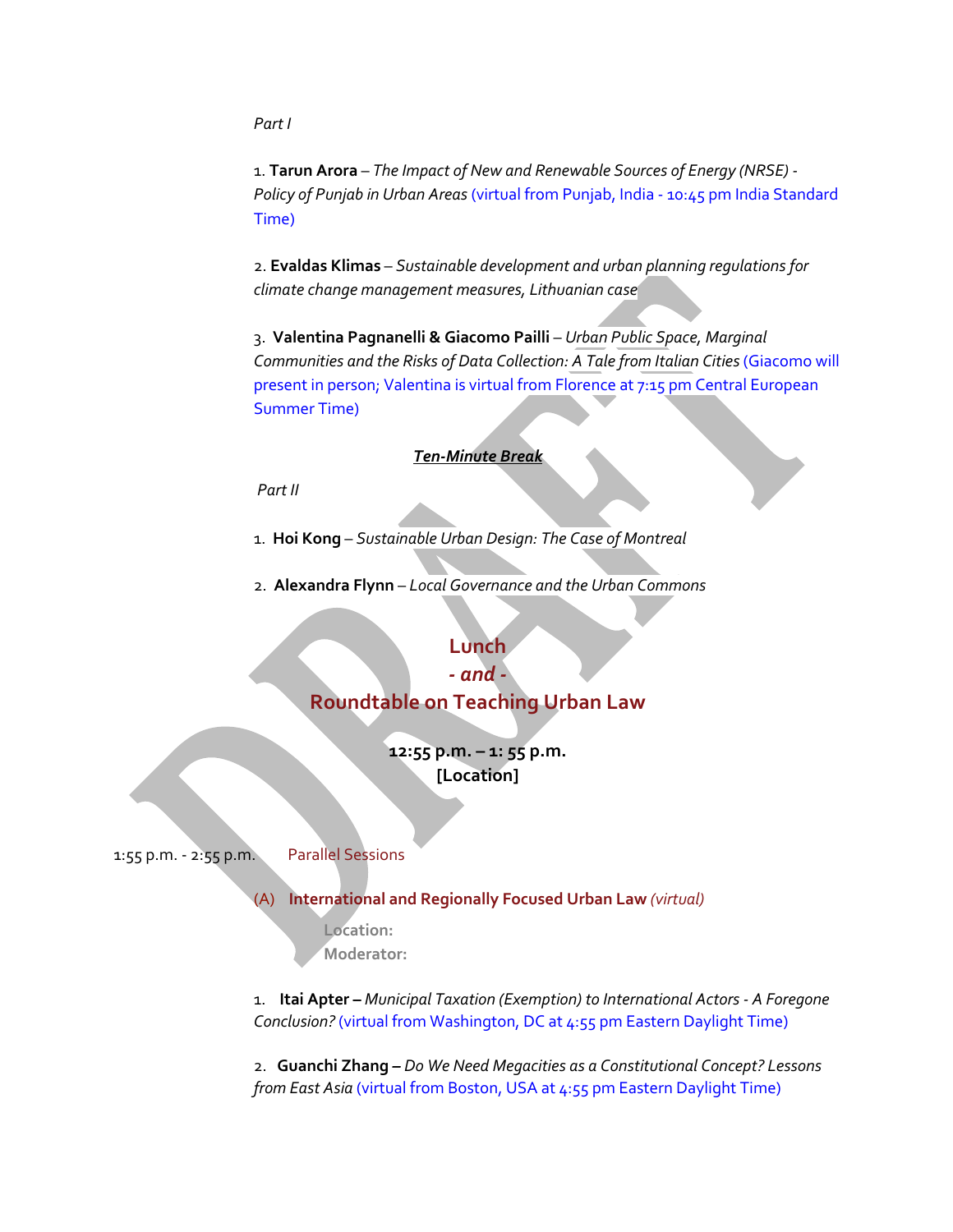*Part I*

1. **Tarun Arora** – *The Impact of New and Renewable Sources of Energy (NRSE) - Policy of Punjab in Urban Areas* (virtual from Punjab, India - 10:45 pm India Standard Time)

2. **Evaldas Klimas** – *Sustainable development and urban planning regulations for climate change management measures, Lithuanian case*

3. **Valentina Pagnanelli & Giacomo Pailli** – *Urban Public Space, Marginal Communities and the Risks of Data Collection: A Tale from Italian Cities* (Giacomo will present in person; Valentina is virtual from Florence at 7:15 pm Central European Summer Time)

***Ten-Minute Break***

*Part II*

1. **Hoi Kong** – *Sustainable Urban Design: The Case of Montreal*

2. **Alexandra Flynn** – *Local Governance and the Urban Commons*

## Lunch
## *- and -*
## Roundtable on Teaching Urban Law

**12:55 p.m. – 1: 55 p.m.**
**[Location]**

1:55 p.m. - 2:55 p.m. Parallel Sessions

(A) **International and Regionally Focused Urban Law** *(virtual)*

**Location:**
**Moderator:**

1. **Itai Apter –** *Municipal Taxation (Exemption) to International Actors - A Foregone Conclusion?* (virtual from Washington, DC at 4:55 pm Eastern Daylight Time)

2. **Guanchi Zhang –** *Do We Need Megacities as a Constitutional Concept? Lessons from East Asia* (virtual from Boston, USA at 4:55 pm Eastern Daylight Time)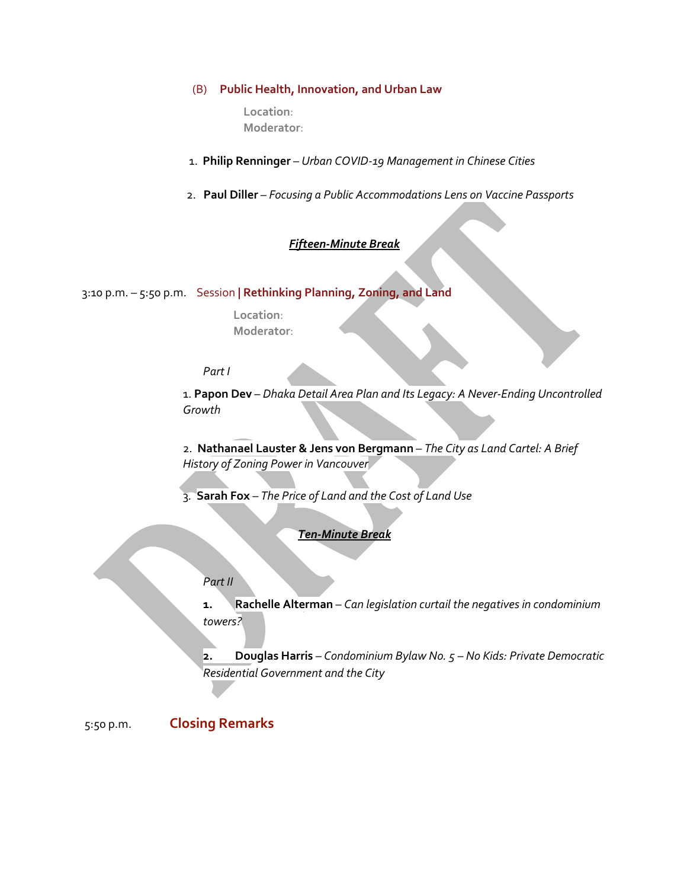(B) **Public Health, Innovation, and Urban Law**

**Location**:
**Moderator**:

1. **Philip Renninger** – *Urban COVID-19 Management in Chinese Cities*

2. **Paul Diller** – *Focusing a Public Accommodations Lens on Vaccine Passports*

***Fifteen-Minute Break***

3:10 p.m. – 5:50 p.m. Session **| Rethinking Planning, Zoning, and Land**

**Location**:
**Moderator**:

*Part I*

1. **Papon Dev** – *Dhaka Detail Area Plan and Its Legacy: A Never-Ending Uncontrolled Growth*

2. **Nathanael Lauster & Jens von Bergmann** – *The City as Land Cartel: A Brief History of Zoning Power in Vancouver*

3. **Sarah Fox** – *The Price of Land and the Cost of Land Use*

***Ten-Minute Break***

*Part II*

1. **Rachelle Alterman** – *Can legislation curtail the negatives in condominium towers?*

2. **Douglas Harris** – *Condominium Bylaw No. 5 – No Kids: Private Democratic Residential Government and the City*

5:50 p.m. **Closing Remarks**